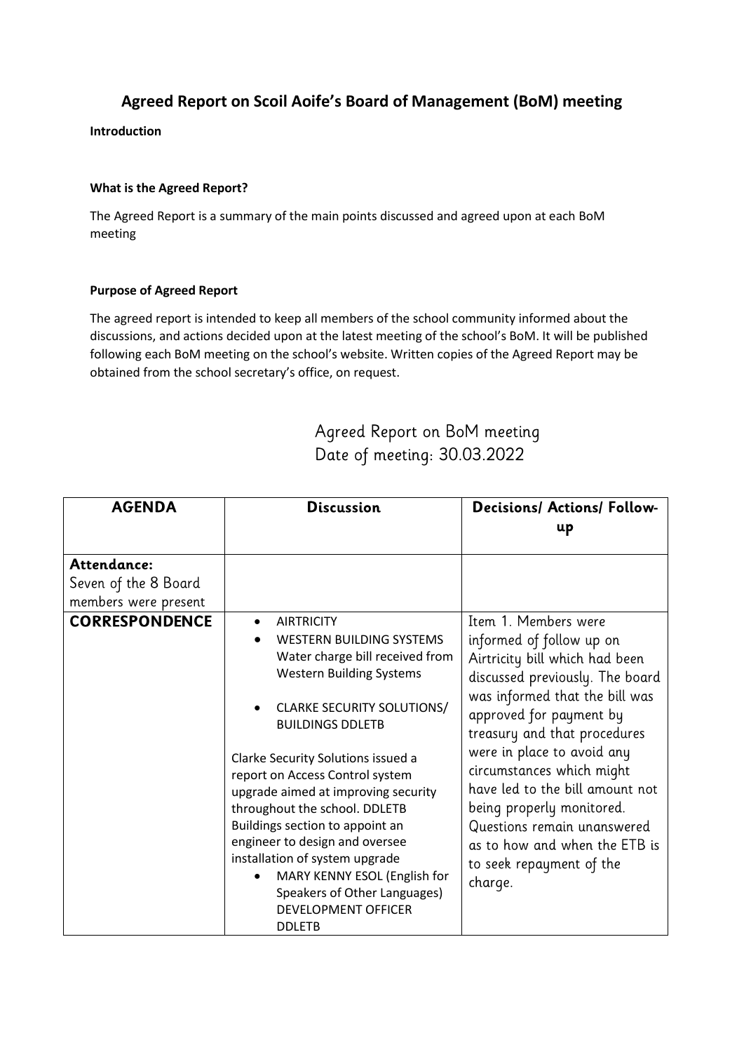# Agreed Report on Scoil Aoife's Board of Management (BoM) meeting

**Introduction**

**What is the Agreed Report?**

The Agreed Report is a summary of the main points discussed and agreed upon at each BoM meeting

**Purpose of Agreed Report**

The agreed report is intended to keep all members of the school community informed about the discussions, and actions decided upon at the latest meeting of the school's BoM. It will be published following each BoM meeting on the school's website. Written copies of the Agreed Report may be obtained from the school secretary's office, on request.

## Agreed Report on BoM meeting
## Date of meeting: 30.03.2022

| AGENDA | Discussion | Decisions/ Actions/ Follow-up |
|---|---|---|
| **Attendance:** Seven of the 8 Board members were present | | |
| **CORRESPONDENCE** | • AIRTRICITY<br>• WESTERN BUILDING SYSTEMS Water charge bill received from Western Building Systems<br>• CLARKE SECURITY SOLUTIONS/ BUILDINGS DDLETB<br><br>Clarke Security Solutions issued a report on Access Control system upgrade aimed at improving security throughout the school. DDLETB Buildings section to appoint an engineer to design and oversee installation of system upgrade<br>• MARY KENNY ESOL (English for Speakers of Other Languages) DEVELOPMENT OFFICER DDLETB | Item 1. Members were informed of follow up on Airtricity bill which had been discussed previously. The board was informed that the bill was approved for payment by treasury and that procedures were in place to avoid any circumstances which might have led to the bill amount not being properly monitored. Questions remain unanswered as to how and when the ETB is to seek repayment of the charge. |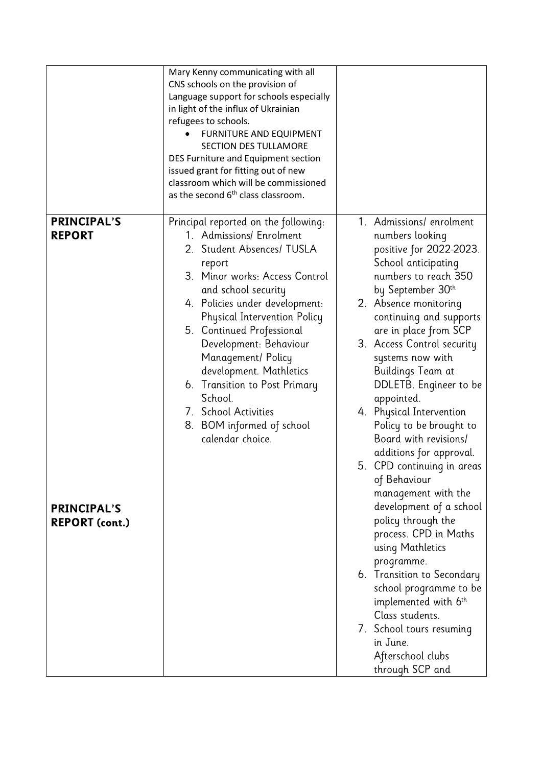| | | |
|---|---|---|
| | Mary Kenny communicating with all CNS schools on the provision of Language support for schools especially in light of the influx of Ukrainian refugees to schools.<br>• FURNITURE AND EQUIPMENT SECTION DES TULLAMORE<br>DES Furniture and Equipment section issued grant for fitting out of new classroom which will be commissioned as the second 6th class classroom. | |
| **PRINCIPAL'S REPORT**<br><br>**PRINCIPAL'S REPORT (cont.)** | Principal reported on the following:<br>1. Admissions/ Enrolment<br>2. Student Absences/ TUSLA report<br>3. Minor works: Access Control and school security<br>4. Policies under development: Physical Intervention Policy<br>5. Continued Professional Development: Behaviour Management/ Policy development. Mathletics<br>6. Transition to Post Primary School.<br>7. School Activities<br>8. BOM informed of school calendar choice. | 1. Admissions/ enrolment numbers looking positive for 2022-2023. School anticipating numbers to reach 350 by September 30th<br>2. Absence monitoring continuing and supports are in place from SCP<br>3. Access Control security systems now with Buildings Team at DDLETB. Engineer to be appointed.<br>4. Physical Intervention Policy to be brought to Board with revisions/ additions for approval.<br>5. CPD continuing in areas of Behaviour management with the development of a school policy through the process. CPD in Maths using Mathletics programme.<br>6. Transition to Secondary school programme to be implemented with 6th Class students.<br>7. School tours resuming in June.<br>Afterschool clubs through SCP and |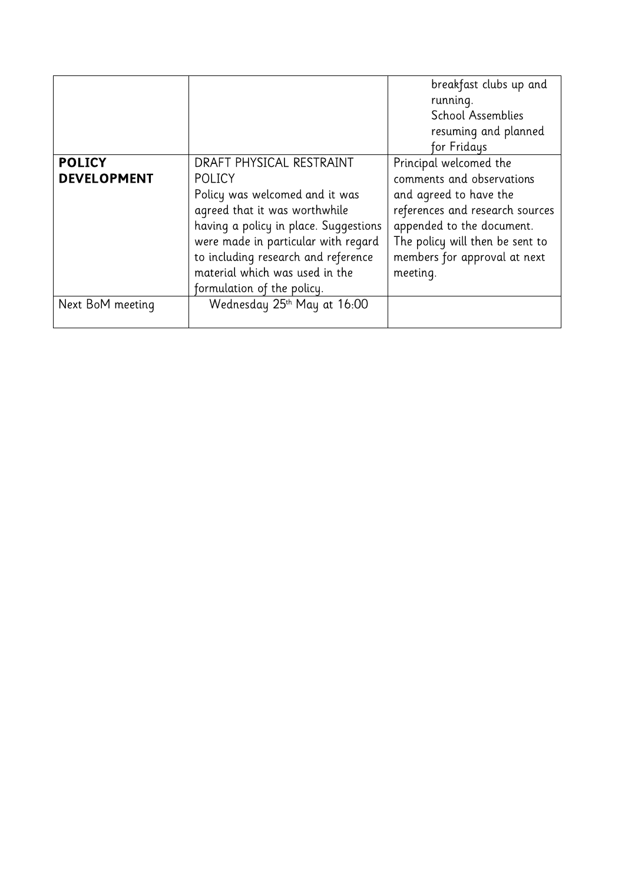| | | |
|---|---|---|
| | | breakfast clubs up and running.<br>School Assemblies resuming and planned for Fridays |
| **POLICY DEVELOPMENT** | DRAFT PHYSICAL RESTRAINT POLICY<br>Policy was welcomed and it was agreed that it was worthwhile having a policy in place. Suggestions were made in particular with regard to including research and reference material which was used in the formulation of the policy. | Principal welcomed the comments and observations and agreed to have the references and research sources appended to the document. The policy will then be sent to members for approval at next meeting. |
| Next BoM meeting | Wednesday 25th May at 16:00 | |